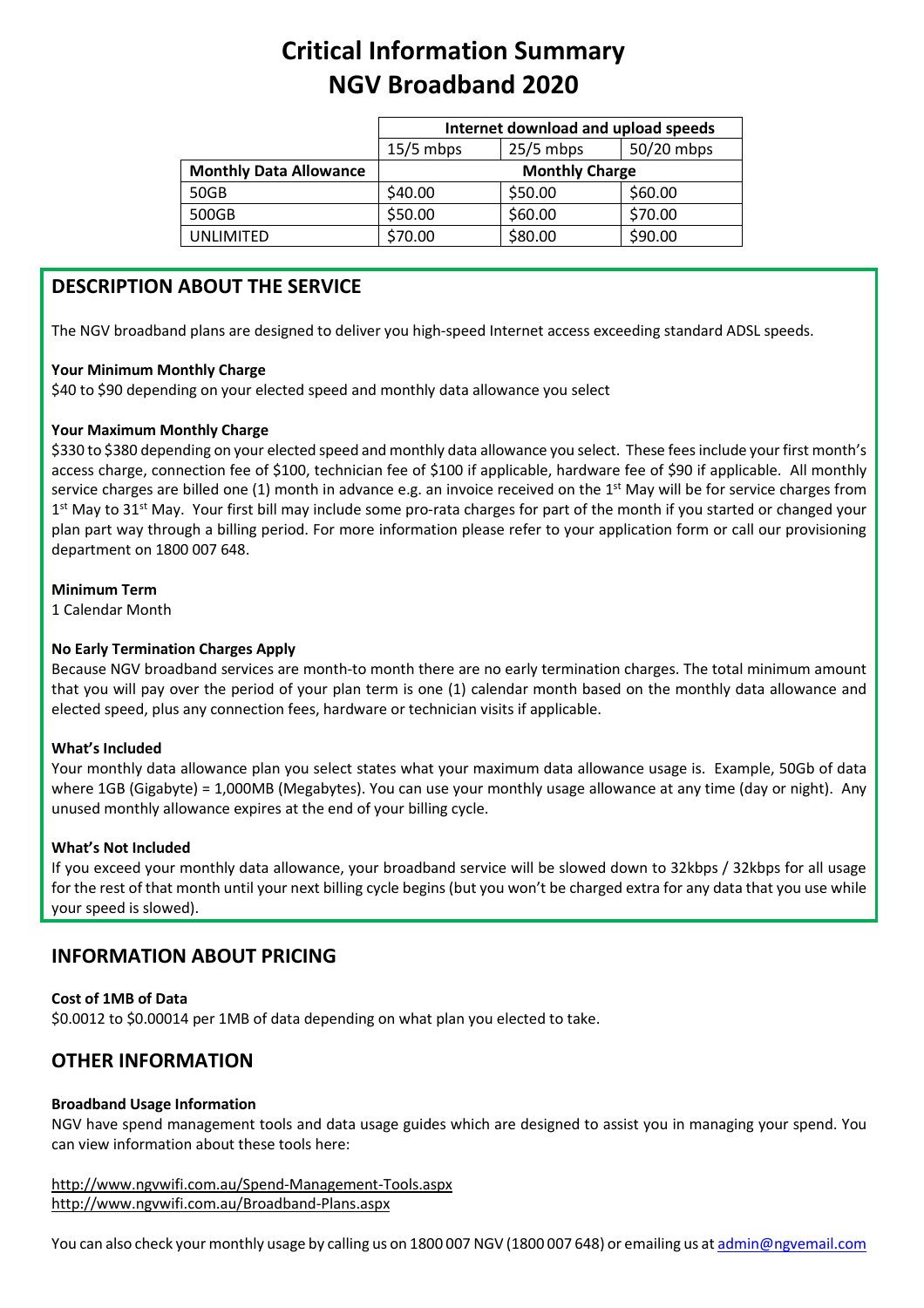# Critical Information Summary
# NGV Broadband 2020

| | Internet download and upload speeds | | |
|---|---|---|---|
| | 15/5 mbps | 25/5 mbps | 50/20 mbps |
| **Monthly Data Allowance** | **Monthly Charge** | | |
| 50GB | $40.00 | $50.00 | $60.00 |
| 500GB | $50.00 | $60.00 | $70.00 |
| UNLIMITED | $70.00 | $80.00 | $90.00 |

## DESCRIPTION ABOUT THE SERVICE

The NGV broadband plans are designed to deliver you high-speed Internet access exceeding standard ADSL speeds.

**Your Minimum Monthly Charge**

$40 to $90 depending on your elected speed and monthly data allowance you select

**Your Maximum Monthly Charge**

$330 to $380 depending on your elected speed and monthly data allowance you select. These fees include your first month's access charge, connection fee of $100, technician fee of $100 if applicable, hardware fee of $90 if applicable. All monthly service charges are billed one (1) month in advance e.g. an invoice received on the 1st May will be for service charges from 1st May to 31st May. Your first bill may include some pro-rata charges for part of the month if you started or changed your plan part way through a billing period. For more information please refer to your application form or call our provisioning department on 1800 007 648.

**Minimum Term**

1 Calendar Month

**No Early Termination Charges Apply**

Because NGV broadband services are month-to month there are no early termination charges. The total minimum amount that you will pay over the period of your plan term is one (1) calendar month based on the monthly data allowance and elected speed, plus any connection fees, hardware or technician visits if applicable.

**What's Included**

Your monthly data allowance plan you select states what your maximum data allowance usage is. Example, 50Gb of data where 1GB (Gigabyte) = 1,000MB (Megabytes). You can use your monthly usage allowance at any time (day or night). Any unused monthly allowance expires at the end of your billing cycle.

**What's Not Included**

If you exceed your monthly data allowance, your broadband service will be slowed down to 32kbps / 32kbps for all usage for the rest of that month until your next billing cycle begins (but you won't be charged extra for any data that you use while your speed is slowed).

## INFORMATION ABOUT PRICING

**Cost of 1MB of Data**

$0.0012 to $0.00014 per 1MB of data depending on what plan you elected to take.

## OTHER INFORMATION

**Broadband Usage Information**

NGV have spend management tools and data usage guides which are designed to assist you in managing your spend. You can view information about these tools here:

http://www.ngvwifi.com.au/Spend-Management-Tools.aspx
http://www.ngvwifi.com.au/Broadband-Plans.aspx

You can also check your monthly usage by calling us on 1800 007 NGV (1800 007 648) or emailing us at admin@ngvemail.com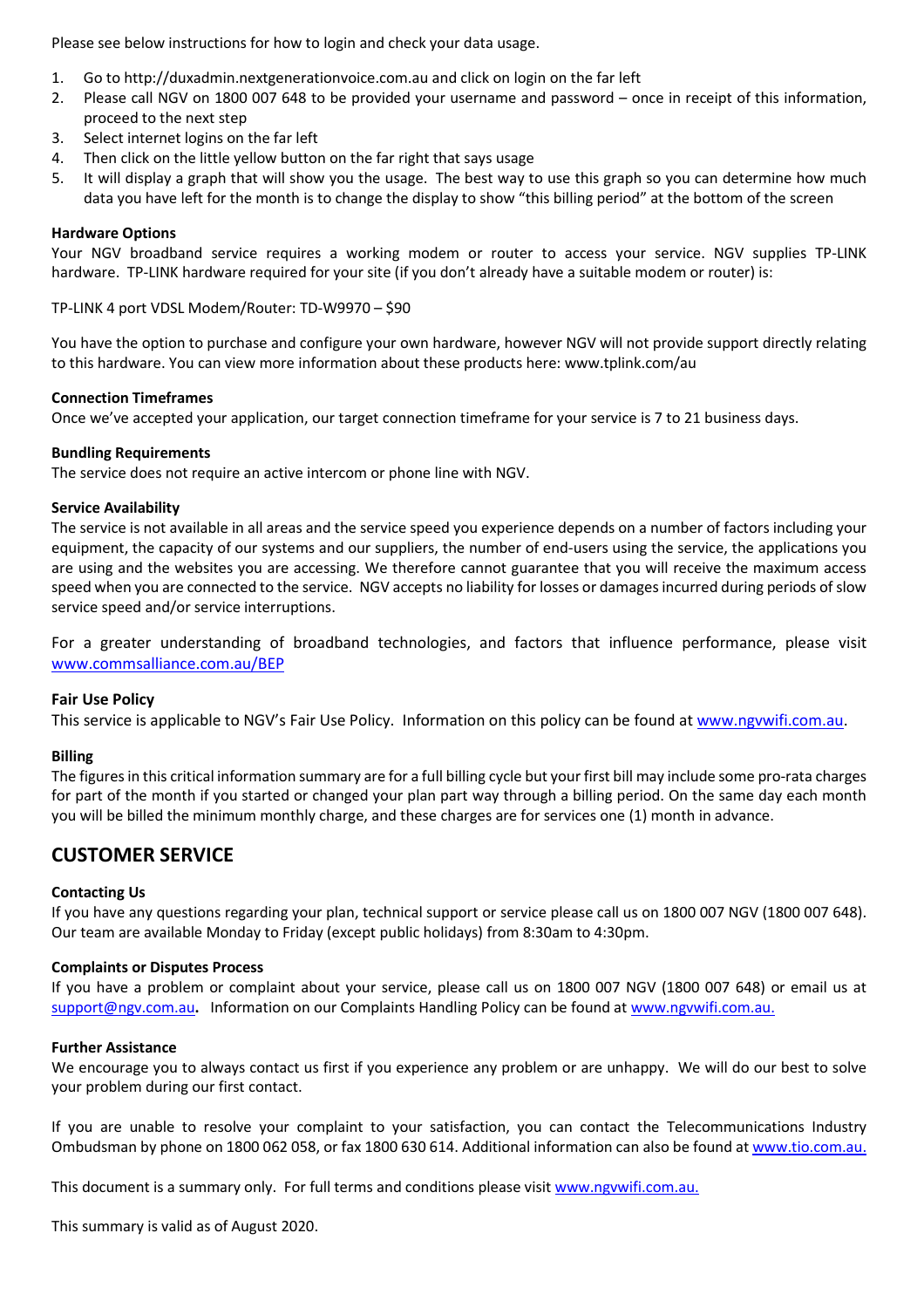Please see below instructions for how to login and check your data usage.

1. Go to http://duxadmin.nextgenerationvoice.com.au and click on login on the far left
2. Please call NGV on 1800 007 648 to be provided your username and password – once in receipt of this information, proceed to the next step
3. Select internet logins on the far left
4. Then click on the little yellow button on the far right that says usage
5. It will display a graph that will show you the usage. The best way to use this graph so you can determine how much data you have left for the month is to change the display to show "this billing period" at the bottom of the screen

**Hardware Options**
Your NGV broadband service requires a working modem or router to access your service. NGV supplies TP-LINK hardware. TP-LINK hardware required for your site (if you don't already have a suitable modem or router) is:

TP-LINK 4 port VDSL Modem/Router: TD-W9970 – $90

You have the option to purchase and configure your own hardware, however NGV will not provide support directly relating to this hardware. You can view more information about these products here: www.tplink.com/au

**Connection Timeframes**
Once we've accepted your application, our target connection timeframe for your service is 7 to 21 business days.

**Bundling Requirements**
The service does not require an active intercom or phone line with NGV.

**Service Availability**
The service is not available in all areas and the service speed you experience depends on a number of factors including your equipment, the capacity of our systems and our suppliers, the number of end-users using the service, the applications you are using and the websites you are accessing. We therefore cannot guarantee that you will receive the maximum access speed when you are connected to the service. NGV accepts no liability for losses or damages incurred during periods of slow service speed and/or service interruptions.

For a greater understanding of broadband technologies, and factors that influence performance, please visit www.commsalliance.com.au/BEP

**Fair Use Policy**
This service is applicable to NGV's Fair Use Policy. Information on this policy can be found at www.ngvwifi.com.au.

**Billing**
The figures in this critical information summary are for a full billing cycle but your first bill may include some pro-rata charges for part of the month if you started or changed your plan part way through a billing period. On the same day each month you will be billed the minimum monthly charge, and these charges are for services one (1) month in advance.

## CUSTOMER SERVICE

**Contacting Us**
If you have any questions regarding your plan, technical support or service please call us on 1800 007 NGV (1800 007 648). Our team are available Monday to Friday (except public holidays) from 8:30am to 4:30pm.

**Complaints or Disputes Process**
If you have a problem or complaint about your service, please call us on 1800 007 NGV (1800 007 648) or email us at support@ngv.com.au**.** Information on our Complaints Handling Policy can be found at www.ngvwifi.com.au.

**Further Assistance**
We encourage you to always contact us first if you experience any problem or are unhappy. We will do our best to solve your problem during our first contact.

If you are unable to resolve your complaint to your satisfaction, you can contact the Telecommunications Industry Ombudsman by phone on 1800 062 058, or fax 1800 630 614. Additional information can also be found at www.tio.com.au.

This document is a summary only. For full terms and conditions please visit www.ngvwifi.com.au.

This summary is valid as of August 2020.